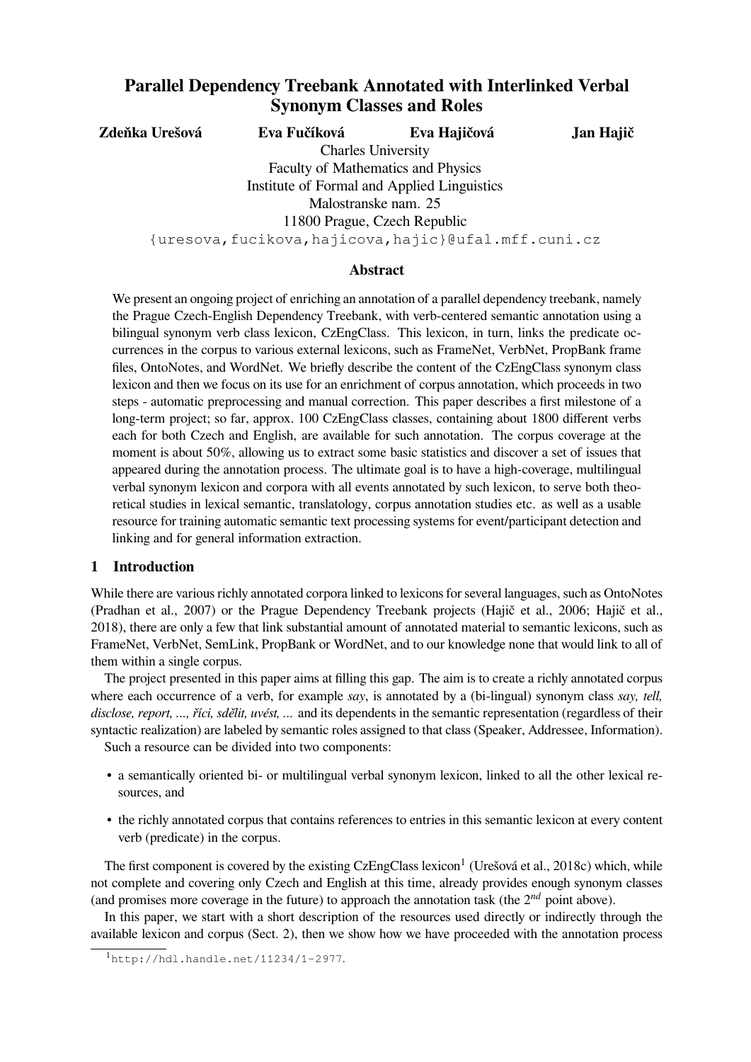# Parallel Dependency Treebank Annotated with Interlinked Verbal Synonym Classes and Roles

**Zdeňka Urešová** **Eva Fučíková** **Eva Hajičová** **Jan Hajič**

Charles University
Faculty of Mathematics and Physics
Institute of Formal and Applied Linguistics
Malostranske nam. 25
11800 Prague, Czech Republic
{uresova,fucikova,hajicova,hajic}@ufal.mff.cuni.cz

## Abstract

We present an ongoing project of enriching an annotation of a parallel dependency treebank, namely the Prague Czech-English Dependency Treebank, with verb-centered semantic annotation using a bilingual synonym verb class lexicon, CzEngClass. This lexicon, in turn, links the predicate occurrences in the corpus to various external lexicons, such as FrameNet, VerbNet, PropBank frame files, OntoNotes, and WordNet. We briefly describe the content of the CzEngClass synonym class lexicon and then we focus on its use for an enrichment of corpus annotation, which proceeds in two steps - automatic preprocessing and manual correction. This paper describes a first milestone of a long-term project; so far, approx. 100 CzEngClass classes, containing about 1800 different verbs each for both Czech and English, are available for such annotation. The corpus coverage at the moment is about 50%, allowing us to extract some basic statistics and discover a set of issues that appeared during the annotation process. The ultimate goal is to have a high-coverage, multilingual verbal synonym lexicon and corpora with all events annotated by such lexicon, to serve both theoretical studies in lexical semantic, translatology, corpus annotation studies etc. as well as a usable resource for training automatic semantic text processing systems for event/participant detection and linking and for general information extraction.

## 1 Introduction

While there are various richly annotated corpora linked to lexicons for several languages, such as OntoNotes (Pradhan et al., 2007) or the Prague Dependency Treebank projects (Hajič et al., 2006; Hajič et al., 2018), there are only a few that link substantial amount of annotated material to semantic lexicons, such as FrameNet, VerbNet, SemLink, PropBank or WordNet, and to our knowledge none that would link to all of them within a single corpus.

The project presented in this paper aims at filling this gap. The aim is to create a richly annotated corpus where each occurrence of a verb, for example *say*, is annotated by a (bi-lingual) synonym class *say, tell, disclose, report, ..., říci, sdělit, uvést, ...* and its dependents in the semantic representation (regardless of their syntactic realization) are labeled by semantic roles assigned to that class (Speaker, Addressee, Information).

Such a resource can be divided into two components:

- a semantically oriented bi- or multilingual verbal synonym lexicon, linked to all the other lexical resources, and
- the richly annotated corpus that contains references to entries in this semantic lexicon at every content verb (predicate) in the corpus.

The first component is covered by the existing CzEngClass lexicon[1] (Urešová et al., 2018c) which, while not complete and covering only Czech and English at this time, already provides enough synonym classes (and promises more coverage in the future) to approach the annotation task (the 2$^{nd}$ point above).

In this paper, we start with a short description of the resources used directly or indirectly through the available lexicon and corpus (Sect. 2), then we show how we have proceeded with the annotation process

[1] http://hdl.handle.net/11234/1-2977.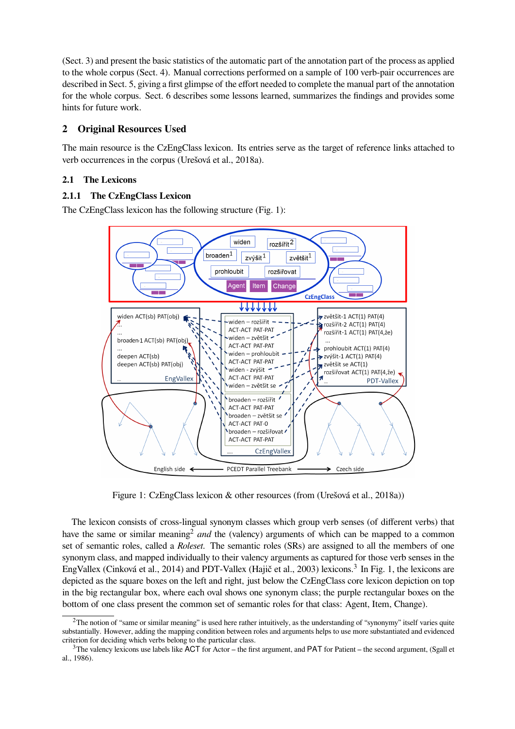(Sect. 3) and present the basic statistics of the automatic part of the annotation part of the process as applied to the whole corpus (Sect. 4). Manual corrections performed on a sample of 100 verb-pair occurrences are described in Sect. 5, giving a first glimpse of the effort needed to complete the manual part of the annotation for the whole corpus. Sect. 6 describes some lessons learned, summarizes the findings and provides some hints for future work.

## 2 Original Resources Used

The main resource is the CzEngClass lexicon. Its entries serve as the target of reference links attached to verb occurrences in the corpus (Urešová et al., 2018a).

### 2.1 The Lexicons

#### 2.1.1 The CzEngClass Lexicon

The CzEngClass lexicon has the following structure (Fig. 1):

Figure 1: CzEngClass lexicon & other resources (from (Urešová et al., 2018a))

The lexicon consists of cross-lingual synonym classes which group verb senses (of different verbs) that have the same or similar meaning[2] *and* the (valency) arguments of which can be mapped to a common set of semantic roles, called a *Roleset*. The semantic roles (SRs) are assigned to all the members of one synonym class, and mapped individually to their valency arguments as captured for those verb senses in the EngVallex (Cinková et al., 2014) and PDT-Vallex (Hajič et al., 2003) lexicons.[3] In Fig. 1, the lexicons are depicted as the square boxes on the left and right, just below the CzEngClass core lexicon depiction on top in the big rectangular box, where each oval shows one synonym class; the purple rectangular boxes on the bottom of one class present the common set of semantic roles for that class: Agent, Item, Change).

[2] The notion of "same or similar meaning" is used here rather intuitively, as the understanding of "synonymy" itself varies quite substantially. However, adding the mapping condition between roles and arguments helps to use more substantiated and evidenced criterion for deciding which verbs belong to the particular class.

[3] The valency lexicons use labels like ACT for Actor – the first argument, and PAT for Patient – the second argument, (Sgall et al., 1986).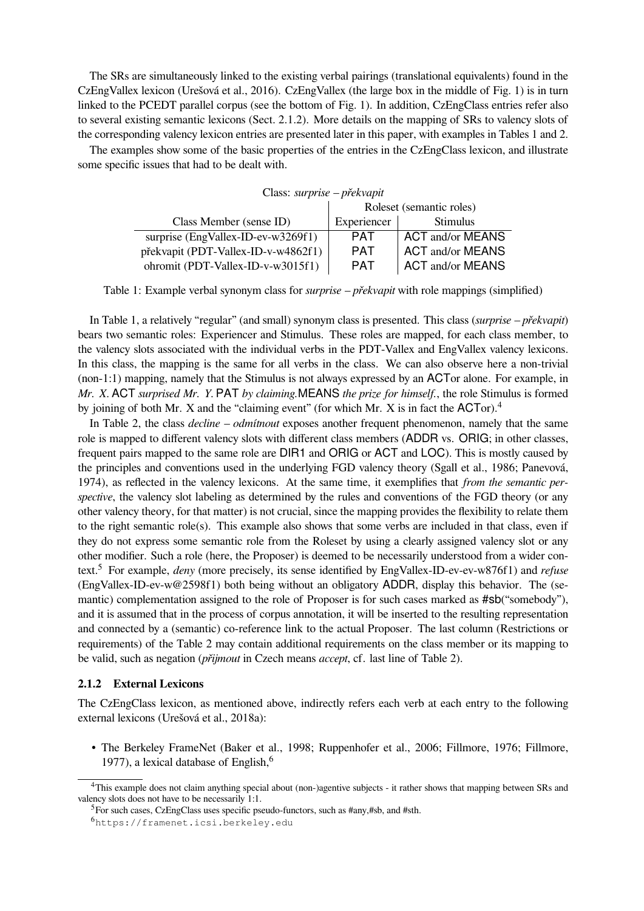The SRs are simultaneously linked to the existing verbal pairings (translational equivalents) found in the CzEngVallex lexicon (Urešová et al., 2016). CzEngVallex (the large box in the middle of Fig. 1) is in turn linked to the PCEDT parallel corpus (see the bottom of Fig. 1). In addition, CzEngClass entries refer also to several existing semantic lexicons (Sect. 2.1.2). More details on the mapping of SRs to valency slots of the corresponding valency lexicon entries are presented later in this paper, with examples in Tables 1 and 2.

The examples show some of the basic properties of the entries in the CzEngClass lexicon, and illustrate some specific issues that had to be dealt with.

Class: *surprise – překvapit*

| Class Member (sense ID) | Roleset (semantic roles) | |
|---|---|---|
| | Experiencer | Stimulus |
| surprise (EngVallex-ID-ev-w3269f1) | PAT | ACT and/or MEANS |
| překvapit (PDT-Vallex-ID-v-w4862f1) | PAT | ACT and/or MEANS |
| ohromit (PDT-Vallex-ID-v-w3015f1) | PAT | ACT and/or MEANS |

Table 1: Example verbal synonym class for *surprise – překvapit* with role mappings (simplified)

In Table 1, a relatively "regular" (and small) synonym class is presented. This class (*surprise – překvapit*) bears two semantic roles: Experiencer and Stimulus. These roles are mapped, for each class member, to the valency slots associated with the individual verbs in the PDT-Vallex and EngVallex valency lexicons. In this class, the mapping is the same for all verbs in the class. We can also observe here a non-trivial (non-1:1) mapping, namely that the Stimulus is not always expressed by an ACTor alone. For example, in *Mr. X.*ACT *surprised Mr. Y.*PAT *by claiming.*MEANS *the prize for himself.*, the role Stimulus is formed by joining of both Mr. X and the "claiming event" (for which Mr. X is in fact the ACTor).[4]

In Table 2, the class *decline – odmítnout* exposes another frequent phenomenon, namely that the same role is mapped to different valency slots with different class members (ADDR vs. ORIG; in other classes, frequent pairs mapped to the same role are DIR1 and ORIG or ACT and LOC). This is mostly caused by the principles and conventions used in the underlying FGD valency theory (Sgall et al., 1986; Panevová, 1974), as reflected in the valency lexicons. At the same time, it exemplifies that *from the semantic perspective*, the valency slot labeling as determined by the rules and conventions of the FGD theory (or any other valency theory, for that matter) is not crucial, since the mapping provides the flexibility to relate them to the right semantic role(s). This example also shows that some verbs are included in that class, even if they do not express some semantic role from the Roleset by using a clearly assigned valency slot or any other modifier. Such a role (here, the Proposer) is deemed to be necessarily understood from a wider context.[5] For example, *deny* (more precisely, its sense identified by EngVallex-ID-ev-ev-w876f1) and *refuse* (EngVallex-ID-ev-w@2598f1) both being without an obligatory ADDR, display this behavior. The (semantic) complementation assigned to the role of Proposer is for such cases marked as #sb("somebody"), and it is assumed that in the process of corpus annotation, it will be inserted to the resulting representation and connected by a (semantic) co-reference link to the actual Proposer. The last column (Restrictions or requirements) of the Table 2 may contain additional requirements on the class member or its mapping to be valid, such as negation (*přijmout* in Czech means *accept*, cf. last line of Table 2).

### 2.1.2 External Lexicons

The CzEngClass lexicon, as mentioned above, indirectly refers each verb at each entry to the following external lexicons (Urešová et al., 2018a):

- The Berkeley FrameNet (Baker et al., 1998; Ruppenhofer et al., 2006; Fillmore, 1976; Fillmore, 1977), a lexical database of English,[6]

[4] This example does not claim anything special about (non-)agentive subjects - it rather shows that mapping between SRs and valency slots does not have to be necessarily 1:1.

[5] For such cases, CzEngClass uses specific pseudo-functors, such as #any,#sb, and #sth.

[6] https://framenet.icsi.berkeley.edu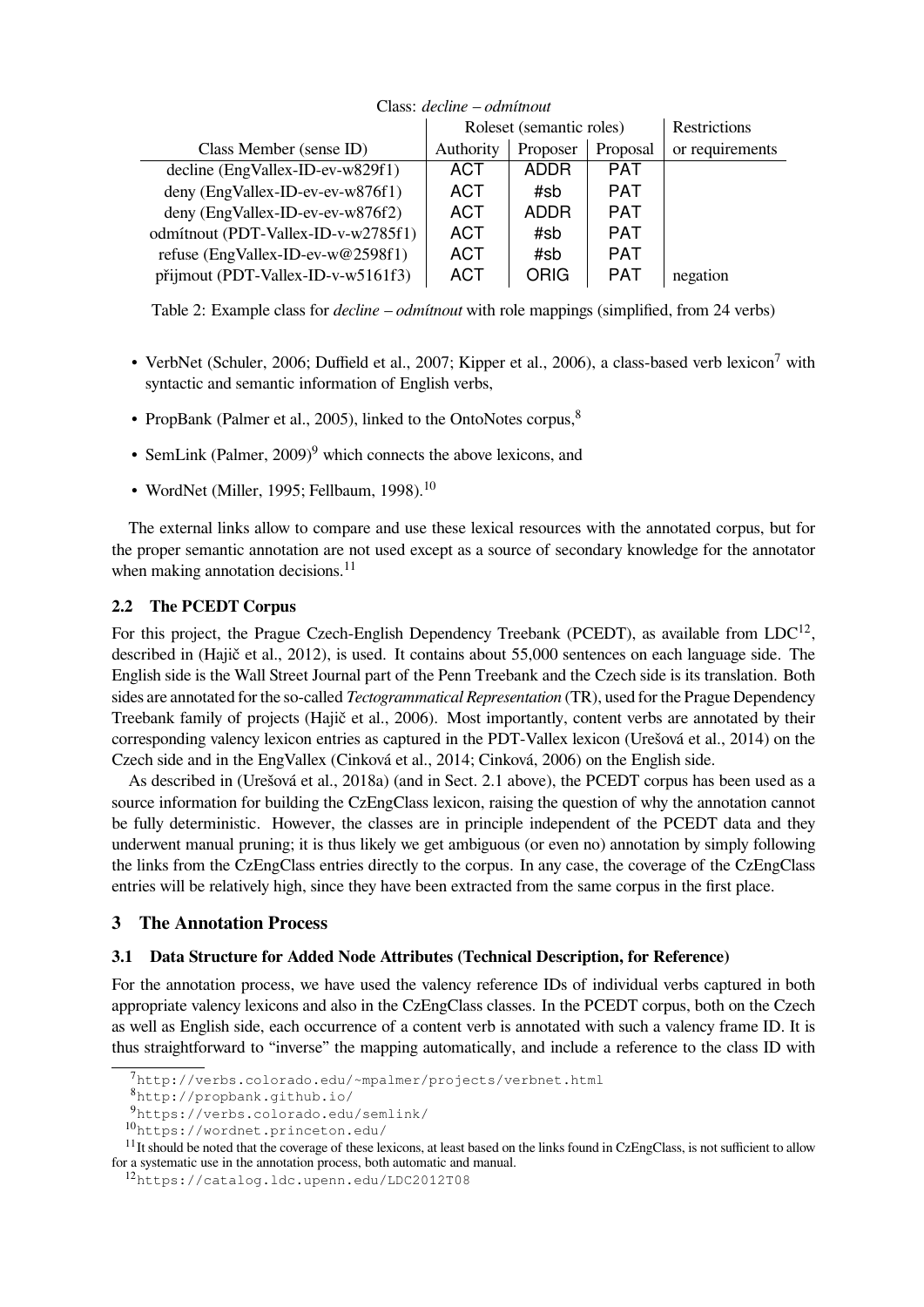Class: *decline – odmítnout*

| Class Member (sense ID) | Roleset (semantic roles) | | | Restrictions |
|---|---|---|---|---|
| | Authority | Proposer | Proposal | or requirements |
| decline (EngVallex-ID-ev-w829f1) | ACT | ADDR | PAT | |
| deny (EngVallex-ID-ev-ev-w876f1) | ACT | #sb | PAT | |
| deny (EngVallex-ID-ev-ev-w876f2) | ACT | ADDR | PAT | |
| odmítnout (PDT-Vallex-ID-v-w2785f1) | ACT | #sb | PAT | |
| refuse (EngVallex-ID-ev-w@2598f1) | ACT | #sb | PAT | |
| přijmout (PDT-Vallex-ID-v-w5161f3) | ACT | ORIG | PAT | negation |

Table 2: Example class for *decline – odmítnout* with role mappings (simplified, from 24 verbs)

- VerbNet (Schuler, 2006; Duffield et al., 2007; Kipper et al., 2006), a class-based verb lexicon[7] with syntactic and semantic information of English verbs,
- PropBank (Palmer et al., 2005), linked to the OntoNotes corpus,[8]
- SemLink (Palmer, 2009)[9] which connects the above lexicons, and
- WordNet (Miller, 1995; Fellbaum, 1998).[10]

The external links allow to compare and use these lexical resources with the annotated corpus, but for the proper semantic annotation are not used except as a source of secondary knowledge for the annotator when making annotation decisions.[11]

### 2.2 The PCEDT Corpus

For this project, the Prague Czech-English Dependency Treebank (PCEDT), as available from LDC[12], described in (Hajič et al., 2012), is used. It contains about 55,000 sentences on each language side. The English side is the Wall Street Journal part of the Penn Treebank and the Czech side is its translation. Both sides are annotated for the so-called *Tectogrammatical Representation* (TR), used for the Prague Dependency Treebank family of projects (Hajič et al., 2006). Most importantly, content verbs are annotated by their corresponding valency lexicon entries as captured in the PDT-Vallex lexicon (Urešová et al., 2014) on the Czech side and in the EngVallex (Cinková et al., 2014; Cinková, 2006) on the English side.

As described in (Urešová et al., 2018a) (and in Sect. 2.1 above), the PCEDT corpus has been used as a source information for building the CzEngClass lexicon, raising the question of why the annotation cannot be fully deterministic. However, the classes are in principle independent of the PCEDT data and they underwent manual pruning; it is thus likely we get ambiguous (or even no) annotation by simply following the links from the CzEngClass entries directly to the corpus. In any case, the coverage of the CzEngClass entries will be relatively high, since they have been extracted from the same corpus in the first place.

## 3 The Annotation Process

### 3.1 Data Structure for Added Node Attributes (Technical Description, for Reference)

For the annotation process, we have used the valency reference IDs of individual verbs captured in both appropriate valency lexicons and also in the CzEngClass classes. In the PCEDT corpus, both on the Czech as well as English side, each occurrence of a content verb is annotated with such a valency frame ID. It is thus straightforward to "inverse" the mapping automatically, and include a reference to the class ID with

[7] http://verbs.colorado.edu/~mpalmer/projects/verbnet.html

[8] http://propbank.github.io/

[9] https://verbs.colorado.edu/semlink/

[10] https://wordnet.princeton.edu/

[11] It should be noted that the coverage of these lexicons, at least based on the links found in CzEngClass, is not sufficient to allow for a systematic use in the annotation process, both automatic and manual.

[12] https://catalog.ldc.upenn.edu/LDC2012T08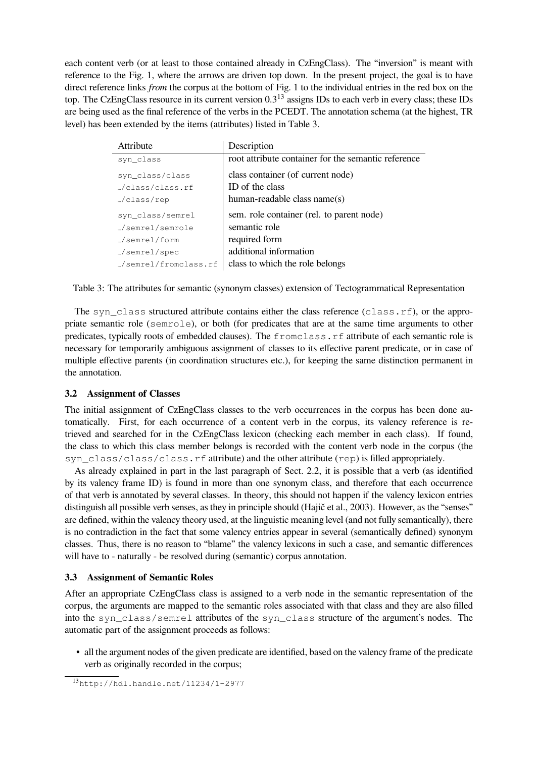each content verb (or at least to those contained already in CzEngClass). The "inversion" is meant with reference to the Fig. 1, where the arrows are driven top down. In the present project, the goal is to have direct reference links *from* the corpus at the bottom of Fig. 1 to the individual entries in the red box on the top. The CzEngClass resource in its current version 0.3[13] assigns IDs to each verb in every class; these IDs are being used as the final reference of the verbs in the PCEDT. The annotation schema (at the highest, TR level) has been extended by the items (attributes) listed in Table 3.

| Attribute | Description |
|---|---|
| `syn_class` | root attribute container for the semantic reference |
| `syn_class/class` | class container (of current node) |
| `…/class/class.rf` | ID of the class |
| `…/class/rep` | human-readable class name(s) |
| `syn_class/semrel` | sem. role container (rel. to parent node) |
| `…/semrel/semrole` | semantic role |
| `…/semrel/form` | required form |
| `…/semrel/spec` | additional information |
| `…/semrel/fromclass.rf` | class to which the role belongs |

Table 3: The attributes for semantic (synonym classes) extension of Tectogrammatical Representation

The `syn_class` structured attribute contains either the class reference (`class.rf`), or the appropriate semantic role (`semrole`), or both (for predicates that are at the same time arguments to other predicates, typically roots of embedded clauses). The `fromclass.rf` attribute of each semantic role is necessary for temporarily ambiguous assignment of classes to its effective parent predicate, or in case of multiple effective parents (in coordination structures etc.), for keeping the same distinction permanent in the annotation.

### 3.2 Assignment of Classes

The initial assignment of CzEngClass classes to the verb occurrences in the corpus has been done automatically. First, for each occurrence of a content verb in the corpus, its valency reference is retrieved and searched for in the CzEngClass lexicon (checking each member in each class). If found, the class to which this class member belongs is recorded with the content verb node in the corpus (the `syn_class/class/class.rf` attribute) and the other attribute (`rep`) is filled appropriately.

As already explained in part in the last paragraph of Sect. 2.2, it is possible that a verb (as identified by its valency frame ID) is found in more than one synonym class, and therefore that each occurrence of that verb is annotated by several classes. In theory, this should not happen if the valency lexicon entries distinguish all possible verb senses, as they in principle should (Hajič et al., 2003). However, as the "senses" are defined, within the valency theory used, at the linguistic meaning level (and not fully semantically), there is no contradiction in the fact that some valency entries appear in several (semantically defined) synonym classes. Thus, there is no reason to "blame" the valency lexicons in such a case, and semantic differences will have to - naturally - be resolved during (semantic) corpus annotation.

### 3.3 Assignment of Semantic Roles

After an appropriate CzEngClass class is assigned to a verb node in the semantic representation of the corpus, the arguments are mapped to the semantic roles associated with that class and they are also filled into the `syn_class/semrel` attributes of the `syn_class` structure of the argument's nodes. The automatic part of the assignment proceeds as follows:

- all the argument nodes of the given predicate are identified, based on the valency frame of the predicate verb as originally recorded in the corpus;

[13] http://hdl.handle.net/11234/1-2977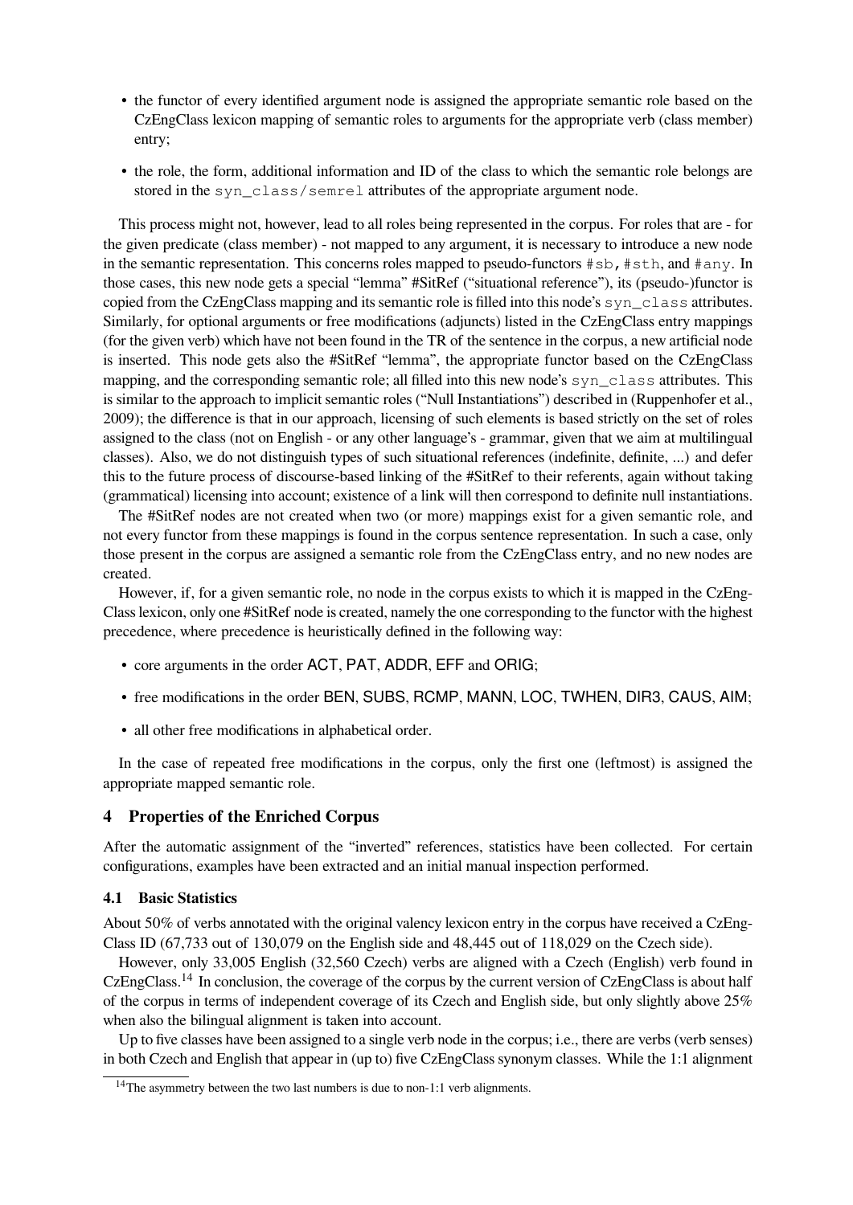- the functor of every identified argument node is assigned the appropriate semantic role based on the CzEngClass lexicon mapping of semantic roles to arguments for the appropriate verb (class member) entry;
- the role, the form, additional information and ID of the class to which the semantic role belongs are stored in the `syn_class/semrel` attributes of the appropriate argument node.

This process might not, however, lead to all roles being represented in the corpus. For roles that are - for the given predicate (class member) - not mapped to any argument, it is necessary to introduce a new node in the semantic representation. This concerns roles mapped to pseudo-functors `#sb`, `#sth`, and `#any`. In those cases, this new node gets a special "lemma" #SitRef ("situational reference"), its (pseudo-)functor is copied from the CzEngClass mapping and its semantic role is filled into this node's `syn_class` attributes. Similarly, for optional arguments or free modifications (adjuncts) listed in the CzEngClass entry mappings (for the given verb) which have not been found in the TR of the sentence in the corpus, a new artificial node is inserted. This node gets also the #SitRef "lemma", the appropriate functor based on the CzEngClass mapping, and the corresponding semantic role; all filled into this new node's `syn_class` attributes. This is similar to the approach to implicit semantic roles ("Null Instantiations") described in (Ruppenhofer et al., 2009); the difference is that in our approach, licensing of such elements is based strictly on the set of roles assigned to the class (not on English - or any other language's - grammar, given that we aim at multilingual classes). Also, we do not distinguish types of such situational references (indefinite, definite, ...) and defer this to the future process of discourse-based linking of the #SitRef to their referents, again without taking (grammatical) licensing into account; existence of a link will then correspond to definite null instantiations.

The #SitRef nodes are not created when two (or more) mappings exist for a given semantic role, and not every functor from these mappings is found in the corpus sentence representation. In such a case, only those present in the corpus are assigned a semantic role from the CzEngClass entry, and no new nodes are created.

However, if, for a given semantic role, no node in the corpus exists to which it is mapped in the CzEngClass lexicon, only one #SitRef node is created, namely the one corresponding to the functor with the highest precedence, where precedence is heuristically defined in the following way:

- core arguments in the order ACT, PAT, ADDR, EFF and ORIG;
- free modifications in the order BEN, SUBS, RCMP, MANN, LOC, TWHEN, DIR3, CAUS, AIM;
- all other free modifications in alphabetical order.

In the case of repeated free modifications in the corpus, only the first one (leftmost) is assigned the appropriate mapped semantic role.

## 4 Properties of the Enriched Corpus

After the automatic assignment of the "inverted" references, statistics have been collected. For certain configurations, examples have been extracted and an initial manual inspection performed.

### 4.1 Basic Statistics

About 50% of verbs annotated with the original valency lexicon entry in the corpus have received a CzEngClass ID (67,733 out of 130,079 on the English side and 48,445 out of 118,029 on the Czech side).

However, only 33,005 English (32,560 Czech) verbs are aligned with a Czech (English) verb found in CzEngClass.[14] In conclusion, the coverage of the corpus by the current version of CzEngClass is about half of the corpus in terms of independent coverage of its Czech and English side, but only slightly above 25% when also the bilingual alignment is taken into account.

Up to five classes have been assigned to a single verb node in the corpus; i.e., there are verbs (verb senses) in both Czech and English that appear in (up to) five CzEngClass synonym classes. While the 1:1 alignment

[14] The asymmetry between the two last numbers is due to non-1:1 verb alignments.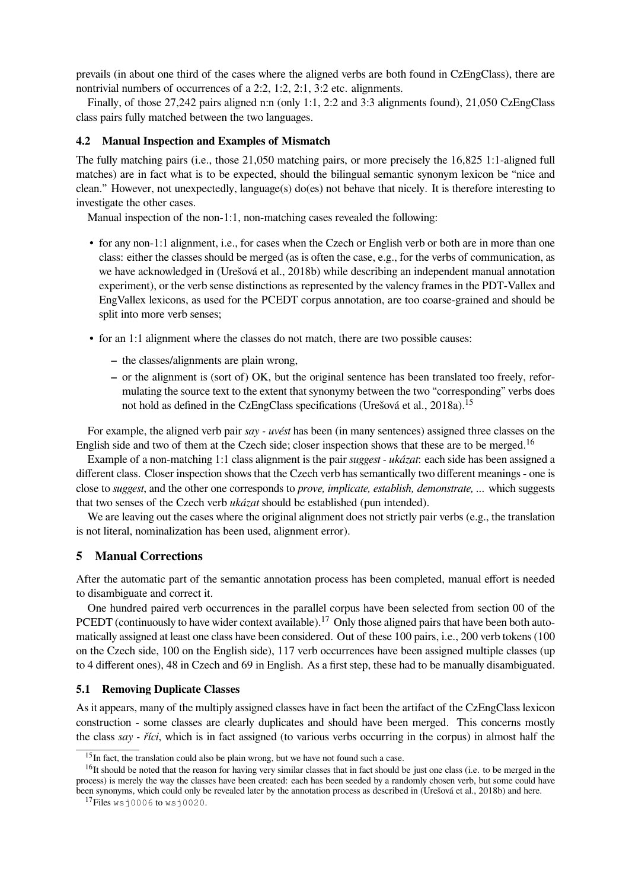prevails (in about one third of the cases where the aligned verbs are both found in CzEngClass), there are nontrivial numbers of occurrences of a 2:2, 1:2, 2:1, 3:2 etc. alignments.

Finally, of those 27,242 pairs aligned n:n (only 1:1, 2:2 and 3:3 alignments found), 21,050 CzEngClass class pairs fully matched between the two languages.

### 4.2 Manual Inspection and Examples of Mismatch

The fully matching pairs (i.e., those 21,050 matching pairs, or more precisely the 16,825 1:1-aligned full matches) are in fact what is to be expected, should the bilingual semantic synonym lexicon be "nice and clean." However, not unexpectedly, language(s) do(es) not behave that nicely. It is therefore interesting to investigate the other cases.

Manual inspection of the non-1:1, non-matching cases revealed the following:

- for any non-1:1 alignment, i.e., for cases when the Czech or English verb or both are in more than one class: either the classes should be merged (as is often the case, e.g., for the verbs of communication, as we have acknowledged in (Urešová et al., 2018b) while describing an independent manual annotation experiment), or the verb sense distinctions as represented by the valency frames in the PDT-Vallex and EngVallex lexicons, as used for the PCEDT corpus annotation, are too coarse-grained and should be split into more verb senses;
- for an 1:1 alignment where the classes do not match, there are two possible causes:
  - the classes/alignments are plain wrong,
  - or the alignment is (sort of) OK, but the original sentence has been translated too freely, reformulating the source text to the extent that synonymy between the two "corresponding" verbs does not hold as defined in the CzEngClass specifications (Urešová et al., 2018a).[15]

For example, the aligned verb pair *say - uvést* has been (in many sentences) assigned three classes on the English side and two of them at the Czech side; closer inspection shows that these are to be merged.[16]

Example of a non-matching 1:1 class alignment is the pair *suggest - ukázat*: each side has been assigned a different class. Closer inspection shows that the Czech verb has semantically two different meanings - one is close to *suggest*, and the other one corresponds to *prove, implicate, establish, demonstrate, ...* which suggests that two senses of the Czech verb *ukázat* should be established (pun intended).

We are leaving out the cases where the original alignment does not strictly pair verbs (e.g., the translation is not literal, nominalization has been used, alignment error).

## 5 Manual Corrections

After the automatic part of the semantic annotation process has been completed, manual effort is needed to disambiguate and correct it.

One hundred paired verb occurrences in the parallel corpus have been selected from section 00 of the PCEDT (continuously to have wider context available).[17] Only those aligned pairs that have been both automatically assigned at least one class have been considered. Out of these 100 pairs, i.e., 200 verb tokens (100 on the Czech side, 100 on the English side), 117 verb occurrences have been assigned multiple classes (up to 4 different ones), 48 in Czech and 69 in English. As a first step, these had to be manually disambiguated.

### 5.1 Removing Duplicate Classes

As it appears, many of the multiply assigned classes have in fact been the artifact of the CzEngClass lexicon construction - some classes are clearly duplicates and should have been merged. This concerns mostly the class *say - říci*, which is in fact assigned (to various verbs occurring in the corpus) in almost half the

---

[15] In fact, the translation could also be plain wrong, but we have not found such a case.

[16] It should be noted that the reason for having very similar classes that in fact should be just one class (i.e. to be merged in the process) is merely the way the classes have been created: each has been seeded by a randomly chosen verb, but some could have been synonyms, which could only be revealed later by the annotation process as described in (Urešová et al., 2018b) and here.

[17] Files `wsj0006` to `wsj0020`.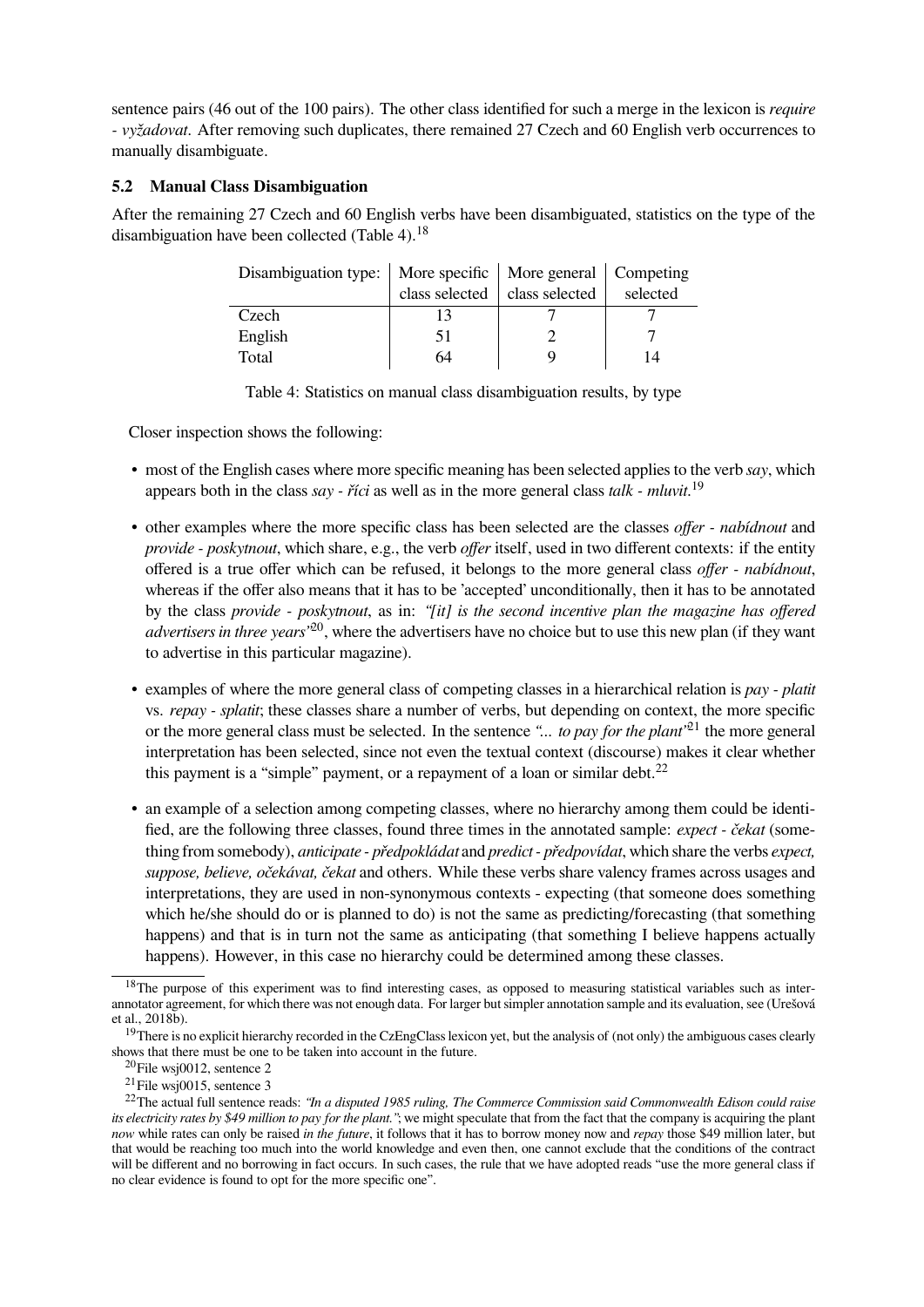sentence pairs (46 out of the 100 pairs). The other class identified for such a merge in the lexicon is *require - vyžadovat*. After removing such duplicates, there remained 27 Czech and 60 English verb occurrences to manually disambiguate.

### 5.2 Manual Class Disambiguation

After the remaining 27 Czech and 60 English verbs have been disambiguated, statistics on the type of the disambiguation have been collected (Table 4).[18]

| Disambiguation type: | More specific class selected | More general class selected | Competing selected |
|---|---|---|---|
| Czech | 13 | 7 | 7 |
| English | 51 | 2 | 7 |
| Total | 64 | 9 | 14 |

Table 4: Statistics on manual class disambiguation results, by type

Closer inspection shows the following:

- most of the English cases where more specific meaning has been selected applies to the verb *say*, which appears both in the class *say - říci* as well as in the more general class *talk - mluvit*.[19]
- other examples where the more specific class has been selected are the classes *offer - nabídnout* and *provide - poskytnout*, which share, e.g., the verb *offer* itself, used in two different contexts: if the entity offered is a true offer which can be refused, it belongs to the more general class *offer - nabídnout*, whereas if the offer also means that it has to be 'accepted' unconditionally, then it has to be annotated by the class *provide - poskytnout*, as in: *"[it] is the second incentive plan the magazine has offered advertisers in three years"*[20], where the advertisers have no choice but to use this new plan (if they want to advertise in this particular magazine).
- examples of where the more general class of competing classes in a hierarchical relation is *pay - platit* vs. *repay - splatit*; these classes share a number of verbs, but depending on context, the more specific or the more general class must be selected. In the sentence *"... to pay for the plant"*[21] the more general interpretation has been selected, since not even the textual context (discourse) makes it clear whether this payment is a "simple" payment, or a repayment of a loan or similar debt.[22]
- an example of a selection among competing classes, where no hierarchy among them could be identified, are the following three classes, found three times in the annotated sample: *expect - čekat* (something from somebody), *anticipate - předpokládat* and *predict - předpovídat*, which share the verbs *expect, suppose, believe, očekávat, čekat* and others. While these verbs share valency frames across usages and interpretations, they are used in non-synonymous contexts - expecting (that someone does something which he/she should do or is planned to do) is not the same as predicting/forecasting (that something happens) and that is in turn not the same as anticipating (that something I believe happens actually happens). However, in this case no hierarchy could be determined among these classes.

[18] The purpose of this experiment was to find interesting cases, as opposed to measuring statistical variables such as inter-annotator agreement, for which there was not enough data. For larger but simpler annotation sample and its evaluation, see (Urešová et al., 2018b).

[19] There is no explicit hierarchy recorded in the CzEngClass lexicon yet, but the analysis of (not only) the ambiguous cases clearly shows that there must be one to be taken into account in the future.

[20] File wsj0012, sentence 2

[21] File wsj0015, sentence 3

[22] The actual full sentence reads: *"In a disputed 1985 ruling, The Commerce Commission said Commonwealth Edison could raise its electricity rates by $49 million to pay for the plant."*; we might speculate that from the fact that the company is acquiring the plant *now* while rates can only be raised *in the future*, it follows that it has to borrow money now and *repay* those $49 million later, but that would be reaching too much into the world knowledge and even then, one cannot exclude that the conditions of the contract will be different and no borrowing in fact occurs. In such cases, the rule that we have adopted reads "use the more general class if no clear evidence is found to opt for the more specific one".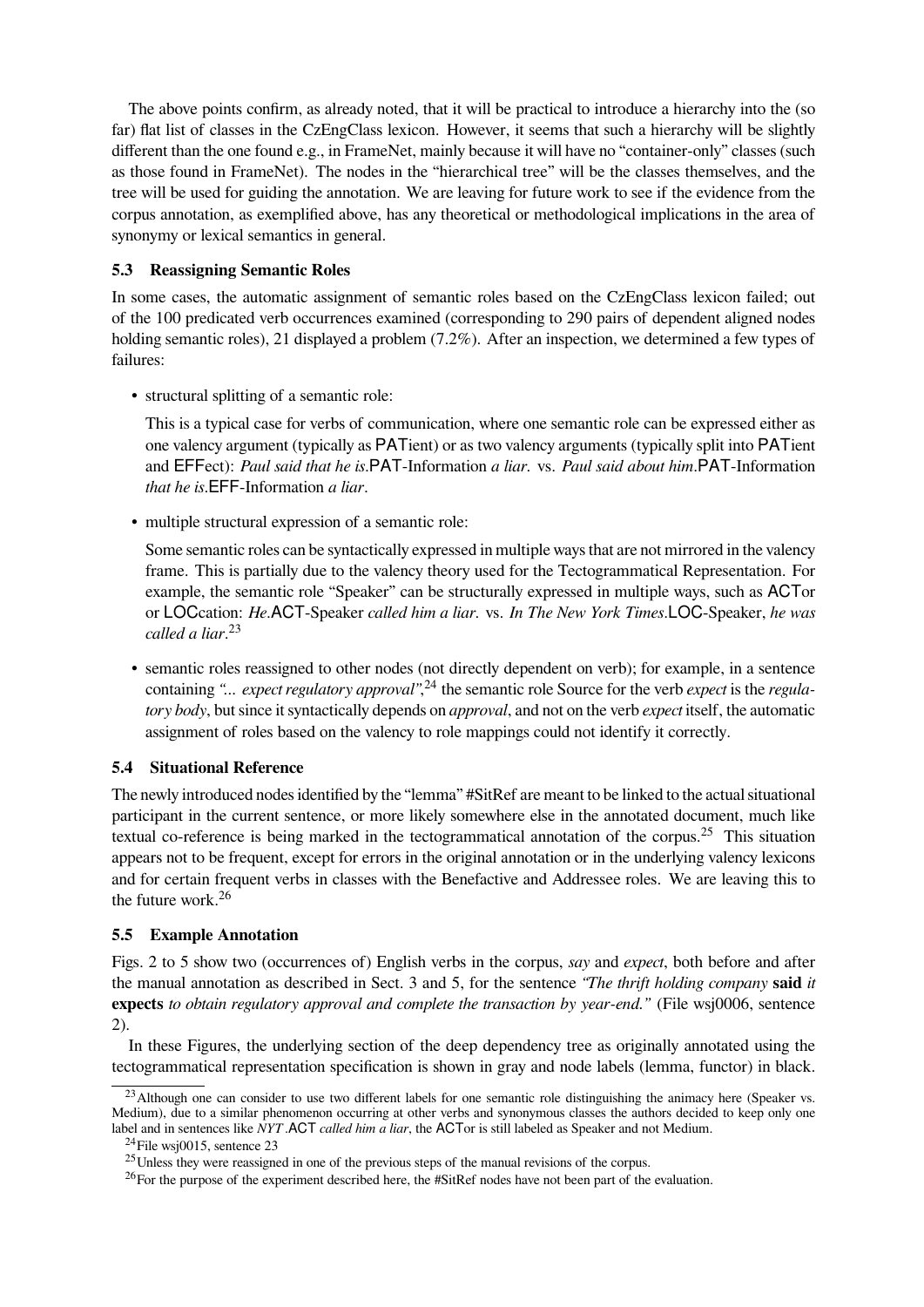The above points confirm, as already noted, that it will be practical to introduce a hierarchy into the (so far) flat list of classes in the CzEngClass lexicon. However, it seems that such a hierarchy will be slightly different than the one found e.g., in FrameNet, mainly because it will have no "container-only" classes (such as those found in FrameNet). The nodes in the "hierarchical tree" will be the classes themselves, and the tree will be used for guiding the annotation. We are leaving for future work to see if the evidence from the corpus annotation, as exemplified above, has any theoretical or methodological implications in the area of synonymy or lexical semantics in general.

### 5.3 Reassigning Semantic Roles

In some cases, the automatic assignment of semantic roles based on the CzEngClass lexicon failed; out of the 100 predicated verb occurrences examined (corresponding to 290 pairs of dependent aligned nodes holding semantic roles), 21 displayed a problem (7.2%). After an inspection, we determined a few types of failures:

- structural splitting of a semantic role:

  This is a typical case for verbs of communication, where one semantic role can be expressed either as one valency argument (typically as PATient) or as two valency arguments (typically split into PATient and EFFect): *Paul said that he is*.PAT-Information *a liar.* vs. *Paul said about him*.PAT-Information *that he is*.EFF-Information *a liar*.

- multiple structural expression of a semantic role:

  Some semantic roles can be syntactically expressed in multiple ways that are not mirrored in the valency frame. This is partially due to the valency theory used for the Tectogrammatical Representation. For example, the semantic role "Speaker" can be structurally expressed in multiple ways, such as ACTor or LOCcation: *He*.ACT-Speaker *called him a liar.* vs. *In The New York Times*.LOC-Speaker, *he was called a liar*.[23]

- semantic roles reassigned to other nodes (not directly dependent on verb); for example, in a sentence containing *"... expect regulatory approval"*,[24] the semantic role Source for the verb *expect* is the *regulatory body*, but since it syntactically depends on *approval*, and not on the verb *expect* itself, the automatic assignment of roles based on the valency to role mappings could not identify it correctly.

### 5.4 Situational Reference

The newly introduced nodes identified by the "lemma" #SitRef are meant to be linked to the actual situational participant in the current sentence, or more likely somewhere else in the annotated document, much like textual co-reference is being marked in the tectogrammatical annotation of the corpus.[25] This situation appears not to be frequent, except for errors in the original annotation or in the underlying valency lexicons and for certain frequent verbs in classes with the Benefactive and Addressee roles. We are leaving this to the future work.[26]

### 5.5 Example Annotation

Figs. 2 to 5 show two (occurrences of) English verbs in the corpus, *say* and *expect*, both before and after the manual annotation as described in Sect. 3 and 5, for the sentence *"The thrift holding company* **said** *it* **expects** *to obtain regulatory approval and complete the transaction by year-end."* (File wsj0006, sentence 2).

In these Figures, the underlying section of the deep dependency tree as originally annotated using the tectogrammatical representation specification is shown in gray and node labels (lemma, functor) in black.

---

[23] Although one can consider to use two different labels for one semantic role distinguishing the animacy here (Speaker vs. Medium), due to a similar phenomenon occurring at other verbs and synonymous classes the authors decided to keep only one label and in sentences like *NYT*.ACT *called him a liar*, the ACTor is still labeled as Speaker and not Medium.

[24] File wsj0015, sentence 23

[25] Unless they were reassigned in one of the previous steps of the manual revisions of the corpus.

[26] For the purpose of the experiment described here, the #SitRef nodes have not been part of the evaluation.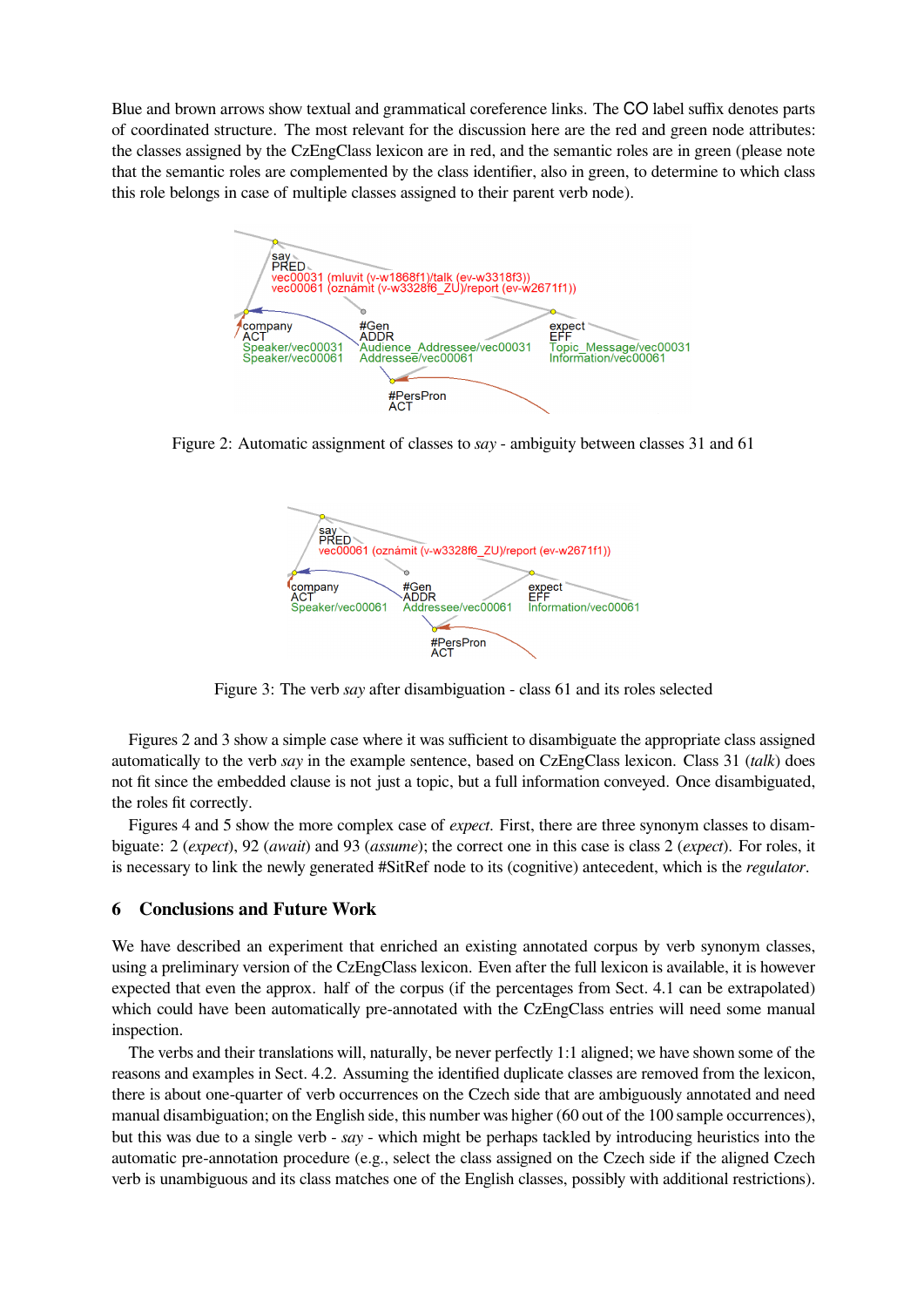Blue and brown arrows show textual and grammatical coreference links. The CO label suffix denotes parts of coordinated structure. The most relevant for the discussion here are the red and green node attributes: the classes assigned by the CzEngClass lexicon are in red, and the semantic roles are in green (please note that the semantic roles are complemented by the class identifier, also in green, to determine to which class this role belongs in case of multiple classes assigned to their parent verb node).

Figure 2: Automatic assignment of classes to *say* - ambiguity between classes 31 and 61

Figure 3: The verb *say* after disambiguation - class 61 and its roles selected

Figures 2 and 3 show a simple case where it was sufficient to disambiguate the appropriate class assigned automatically to the verb *say* in the example sentence, based on CzEngClass lexicon. Class 31 (*talk*) does not fit since the embedded clause is not just a topic, but a full information conveyed. Once disambiguated, the roles fit correctly.

Figures 4 and 5 show the more complex case of *expect*. First, there are three synonym classes to disambiguate: 2 (*expect*), 92 (*await*) and 93 (*assume*); the correct one in this case is class 2 (*expect*). For roles, it is necessary to link the newly generated #SitRef node to its (cognitive) antecedent, which is the *regulator*.

## 6 Conclusions and Future Work

We have described an experiment that enriched an existing annotated corpus by verb synonym classes, using a preliminary version of the CzEngClass lexicon. Even after the full lexicon is available, it is however expected that even the approx. half of the corpus (if the percentages from Sect. 4.1 can be extrapolated) which could have been automatically pre-annotated with the CzEngClass entries will need some manual inspection.

The verbs and their translations will, naturally, be never perfectly 1:1 aligned; we have shown some of the reasons and examples in Sect. 4.2. Assuming the identified duplicate classes are removed from the lexicon, there is about one-quarter of verb occurrences on the Czech side that are ambiguously annotated and need manual disambiguation; on the English side, this number was higher (60 out of the 100 sample occurrences), but this was due to a single verb - *say* - which might be perhaps tackled by introducing heuristics into the automatic pre-annotation procedure (e.g., select the class assigned on the Czech side if the aligned Czech verb is unambiguous and its class matches one of the English classes, possibly with additional restrictions).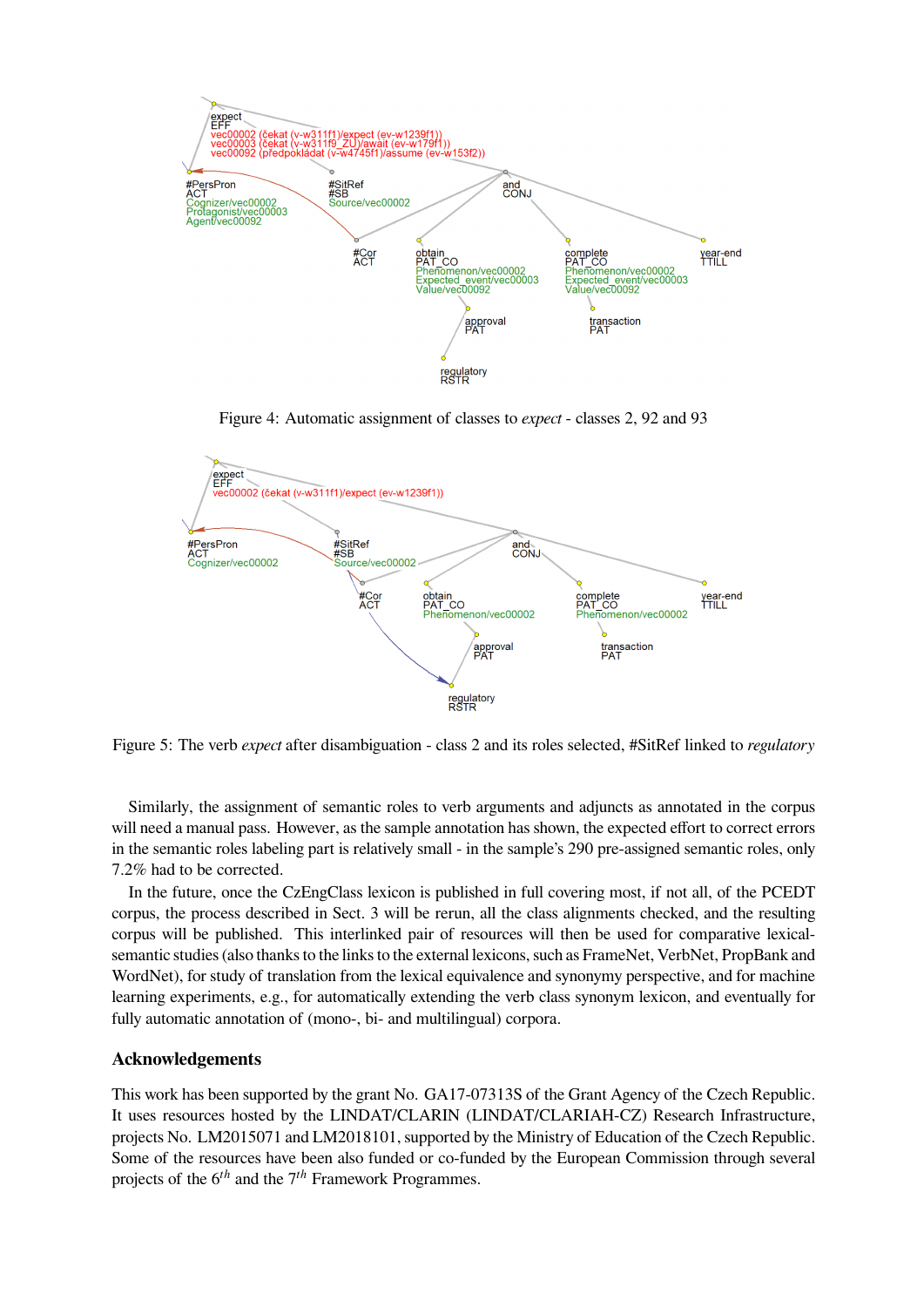Figure 4: Automatic assignment of classes to *expect* - classes 2, 92 and 93

Figure 5: The verb *expect* after disambiguation - class 2 and its roles selected, #SitRef linked to *regulatory*

Similarly, the assignment of semantic roles to verb arguments and adjuncts as annotated in the corpus will need a manual pass. However, as the sample annotation has shown, the expected effort to correct errors in the semantic roles labeling part is relatively small - in the sample's 290 pre-assigned semantic roles, only 7.2% had to be corrected.

In the future, once the CzEngClass lexicon is published in full covering most, if not all, of the PCEDT corpus, the process described in Sect. 3 will be rerun, all the class alignments checked, and the resulting corpus will be published. This interlinked pair of resources will then be used for comparative lexical-semantic studies (also thanks to the links to the external lexicons, such as FrameNet, VerbNet, PropBank and WordNet), for study of translation from the lexical equivalence and synonymy perspective, and for machine learning experiments, e.g., for automatically extending the verb class synonym lexicon, and eventually for fully automatic annotation of (mono-, bi- and multilingual) corpora.

## Acknowledgements

This work has been supported by the grant No. GA17-07313S of the Grant Agency of the Czech Republic. It uses resources hosted by the LINDAT/CLARIN (LINDAT/CLARIAH-CZ) Research Infrastructure, projects No. LM2015071 and LM2018101, supported by the Ministry of Education of the Czech Republic. Some of the resources have been also funded or co-funded by the European Commission through several projects of the $6^{th}$ and the $7^{th}$ Framework Programmes.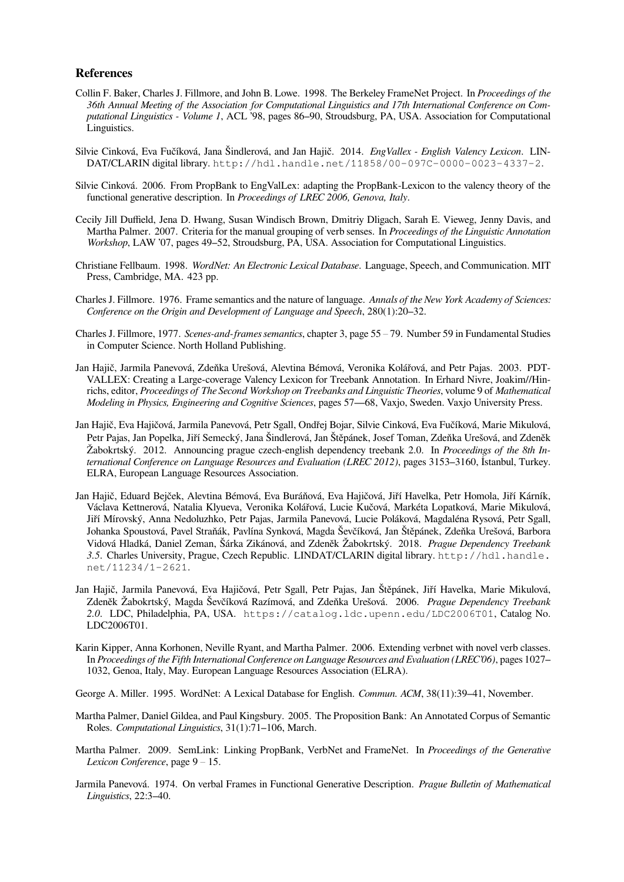## References

Collin F. Baker, Charles J. Fillmore, and John B. Lowe. 1998. The Berkeley FrameNet Project. In *Proceedings of the 36th Annual Meeting of the Association for Computational Linguistics and 17th International Conference on Computational Linguistics - Volume 1*, ACL '98, pages 86–90, Stroudsburg, PA, USA. Association for Computational Linguistics.

Silvie Cinková, Eva Fučíková, Jana Šindlerová, and Jan Hajič. 2014. *EngVallex - English Valency Lexicon*. LINDAT/CLARIN digital library. http://hdl.handle.net/11858/00-097C-0000-0023-4337-2.

Silvie Cinková. 2006. From PropBank to EngValLex: adapting the PropBank-Lexicon to the valency theory of the functional generative description. In *Proceedings of LREC 2006, Genova, Italy*.

Cecily Jill Duffield, Jena D. Hwang, Susan Windisch Brown, Dmitriy Dligach, Sarah E. Vieweg, Jenny Davis, and Martha Palmer. 2007. Criteria for the manual grouping of verb senses. In *Proceedings of the Linguistic Annotation Workshop*, LAW '07, pages 49–52, Stroudsburg, PA, USA. Association for Computational Linguistics.

Christiane Fellbaum. 1998. *WordNet: An Electronic Lexical Database*. Language, Speech, and Communication. MIT Press, Cambridge, MA. 423 pp.

Charles J. Fillmore. 1976. Frame semantics and the nature of language. *Annals of the New York Academy of Sciences: Conference on the Origin and Development of Language and Speech*, 280(1):20–32.

Charles J. Fillmore, 1977. *Scenes-and-frames semantics*, chapter 3, page 55 – 79. Number 59 in Fundamental Studies in Computer Science. North Holland Publishing.

Jan Hajič, Jarmila Panevová, Zdeňka Urešová, Alevtina Bémová, Veronika Kolářová, and Petr Pajas. 2003. PDT-VALLEX: Creating a Large-coverage Valency Lexicon for Treebank Annotation. In Erhard Nivre, Joakim//Hinrichs, editor, *Proceedings of The Second Workshop on Treebanks and Linguistic Theories*, volume 9 of *Mathematical Modeling in Physics, Engineering and Cognitive Sciences*, pages 57—68, Vaxjo, Sweden. Vaxjo University Press.

Jan Hajič, Eva Hajičová, Jarmila Panevová, Petr Sgall, Ondřej Bojar, Silvie Cinková, Eva Fučíková, Marie Mikulová, Petr Pajas, Jan Popelka, Jiří Semecký, Jana Šindlerová, Jan Štěpánek, Josef Toman, Zdeňka Urešová, and Zdeněk Žabokrtský. 2012. Announcing prague czech-english dependency treebank 2.0. In *Proceedings of the 8th International Conference on Language Resources and Evaluation (LREC 2012)*, pages 3153–3160, İstanbul, Turkey. ELRA, European Language Resources Association.

Jan Hajič, Eduard Bejček, Alevtina Bémová, Eva Buráňová, Eva Hajičová, Jiří Havelka, Petr Homola, Jiří Kárník, Václava Kettnerová, Natalia Klyueva, Veronika Kolářová, Lucie Kučová, Markéta Lopatková, Marie Mikulová, Jiří Mírovský, Anna Nedoluzhko, Petr Pajas, Jarmila Panevová, Lucie Poláková, Magdaléna Rysová, Petr Sgall, Johanka Spoustová, Pavel Straňák, Pavlína Synková, Magda Ševčíková, Jan Štěpánek, Zdeňka Urešová, Barbora Vidová Hladká, Daniel Zeman, Šárka Zikánová, and Zdeněk Žabokrtský. 2018. *Prague Dependency Treebank 3.5*. Charles University, Prague, Czech Republic. LINDAT/CLARIN digital library. http://hdl.handle.net/11234/1-2621.

Jan Hajič, Jarmila Panevová, Eva Hajičová, Petr Sgall, Petr Pajas, Jan Štěpánek, Jiří Havelka, Marie Mikulová, Zdeněk Žabokrtský, Magda Ševčíková Razímová, and Zdeňka Urešová. 2006. *Prague Dependency Treebank 2.0*. LDC, Philadelphia, PA, USA. https://catalog.ldc.upenn.edu/LDC2006T01, Catalog No. LDC2006T01.

Karin Kipper, Anna Korhonen, Neville Ryant, and Martha Palmer. 2006. Extending verbnet with novel verb classes. In *Proceedings of the Fifth International Conference on Language Resources and Evaluation (LREC'06)*, pages 1027–1032, Genoa, Italy, May. European Language Resources Association (ELRA).

George A. Miller. 1995. WordNet: A Lexical Database for English. *Commun. ACM*, 38(11):39–41, November.

Martha Palmer, Daniel Gildea, and Paul Kingsbury. 2005. The Proposition Bank: An Annotated Corpus of Semantic Roles. *Computational Linguistics*, 31(1):71–106, March.

Martha Palmer. 2009. SemLink: Linking PropBank, VerbNet and FrameNet. In *Proceedings of the Generative Lexicon Conference*, page 9 – 15.

Jarmila Panevová. 1974. On verbal Frames in Functional Generative Description. *Prague Bulletin of Mathematical Linguistics*, 22:3–40.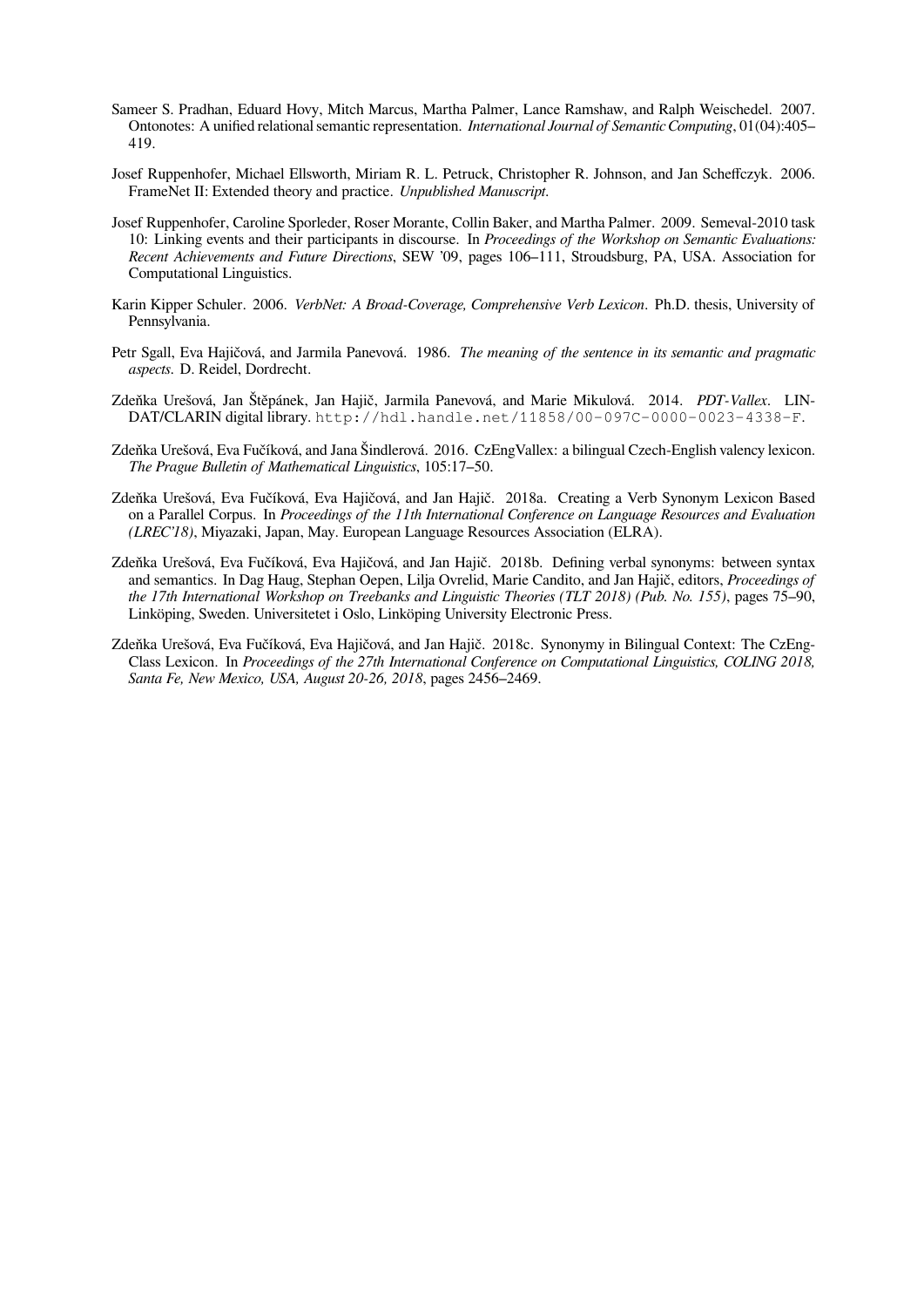Sameer S. Pradhan, Eduard Hovy, Mitch Marcus, Martha Palmer, Lance Ramshaw, and Ralph Weischedel. 2007. Ontonotes: A unified relational semantic representation. *International Journal of Semantic Computing*, 01(04):405–419.

Josef Ruppenhofer, Michael Ellsworth, Miriam R. L. Petruck, Christopher R. Johnson, and Jan Scheffczyk. 2006. FrameNet II: Extended theory and practice. *Unpublished Manuscript*.

Josef Ruppenhofer, Caroline Sporleder, Roser Morante, Collin Baker, and Martha Palmer. 2009. Semeval-2010 task 10: Linking events and their participants in discourse. In *Proceedings of the Workshop on Semantic Evaluations: Recent Achievements and Future Directions*, SEW '09, pages 106–111, Stroudsburg, PA, USA. Association for Computational Linguistics.

Karin Kipper Schuler. 2006. *VerbNet: A Broad-Coverage, Comprehensive Verb Lexicon*. Ph.D. thesis, University of Pennsylvania.

Petr Sgall, Eva Hajičová, and Jarmila Panevová. 1986. *The meaning of the sentence in its semantic and pragmatic aspects*. D. Reidel, Dordrecht.

Zdeňka Urešová, Jan Štěpánek, Jan Hajič, Jarmila Panevová, and Marie Mikulová. 2014. *PDT-Vallex*. LINDAT/CLARIN digital library. http://hdl.handle.net/11858/00-097C-0000-0023-4338-F.

Zdeňka Urešová, Eva Fučíková, and Jana Šindlerová. 2016. CzEngVallex: a bilingual Czech-English valency lexicon. *The Prague Bulletin of Mathematical Linguistics*, 105:17–50.

Zdeňka Urešová, Eva Fučíková, Eva Hajičová, and Jan Hajič. 2018a. Creating a Verb Synonym Lexicon Based on a Parallel Corpus. In *Proceedings of the 11th International Conference on Language Resources and Evaluation (LREC'18)*, Miyazaki, Japan, May. European Language Resources Association (ELRA).

Zdeňka Urešová, Eva Fučíková, Eva Hajičová, and Jan Hajič. 2018b. Defining verbal synonyms: between syntax and semantics. In Dag Haug, Stephan Oepen, Lilja Ovrelid, Marie Candito, and Jan Hajič, editors, *Proceedings of the 17th International Workshop on Treebanks and Linguistic Theories (TLT 2018) (Pub. No. 155)*, pages 75–90, Linköping, Sweden. Universitetet i Oslo, Linköping University Electronic Press.

Zdeňka Urešová, Eva Fučíková, Eva Hajičová, and Jan Hajič. 2018c. Synonymy in Bilingual Context: The CzEngClass Lexicon. In *Proceedings of the 27th International Conference on Computational Linguistics, COLING 2018, Santa Fe, New Mexico, USA, August 20-26, 2018*, pages 2456–2469.